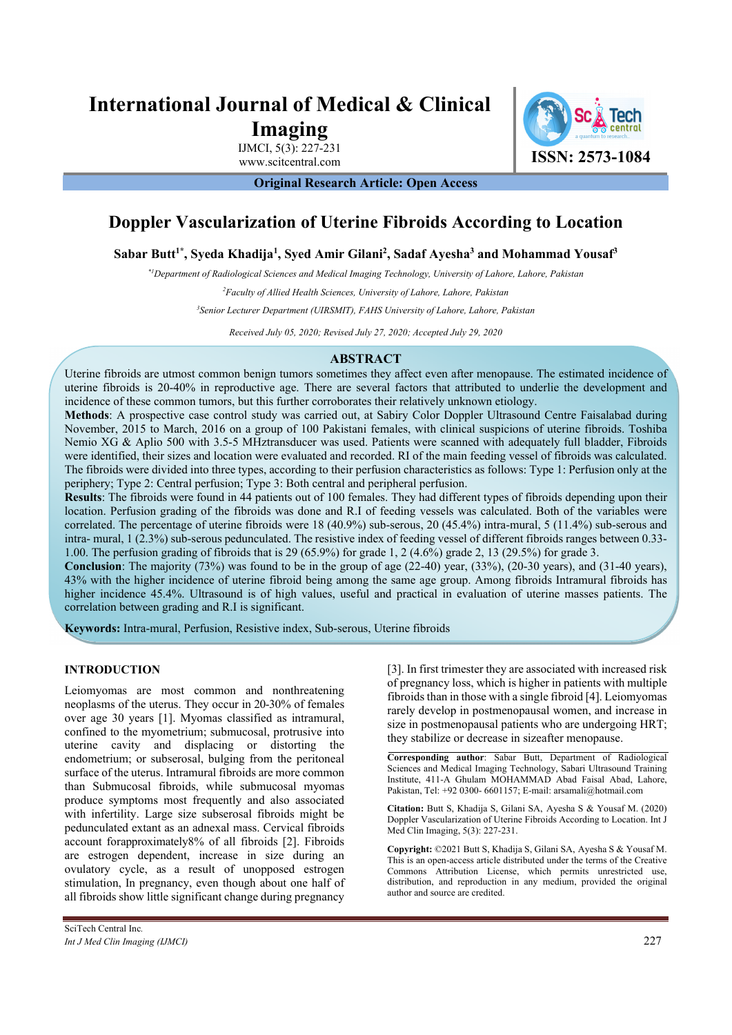International Journal of Medical & Clinical Imaging

ISSN: 2573-1084

Original Research Article: Open Access

# Doppler Vascularization of Uterine Fibroids According to Location

**Sabar Butt[1*], Syeda Khadija[1], Syed Amir Gilani[2], Sadaf Ayesha[3] and Mohammad Yousaf[3]**

*[*1]Department of Radiological Sciences and Medical Imaging Technology, University of Lahore, Lahore, Pakistan*

*[2]Faculty of Allied Health Sciences, University of Lahore, Lahore, Pakistan*

*[3]Senior Lecturer Department (UIRSMIT), FAHS University of Lahore, Lahore, Pakistan*

*Received July 05, 2020; Revised July 27, 2020; Accepted July 29, 2020*

## ABSTRACT

Uterine fibroids are utmost common benign tumors sometimes they affect even after menopause. The estimated incidence of uterine fibroids is 20-40% in reproductive age. There are several factors that attributed to underlie the development and incidence of these common tumors, but this further corroborates their relatively unknown etiology.

**Methods**: A prospective case control study was carried out, at Sabiry Color Doppler Ultrasound Centre Faisalabad during November, 2015 to March, 2016 on a group of 100 Pakistani females, with clinical suspicions of uterine fibroids. Toshiba Nemio XG & Aplio 500 with 3.5-5 MHztransducer was used. Patients were scanned with adequately full bladder, Fibroids were identified, their sizes and location were evaluated and recorded. RI of the main feeding vessel of fibroids was calculated. The fibroids were divided into three types, according to their perfusion characteristics as follows: Type 1: Perfusion only at the periphery; Type 2: Central perfusion; Type 3: Both central and peripheral perfusion.

**Results**: The fibroids were found in 44 patients out of 100 females. They had different types of fibroids depending upon their location. Perfusion grading of the fibroids was done and R.I of feeding vessels was calculated. Both of the variables were correlated. The percentage of uterine fibroids were 18 (40.9%) sub-serous, 20 (45.4%) intra-mural, 5 (11.4%) sub-serous and intra- mural, 1 (2.3%) sub-serous pedunculated. The resistive index of feeding vessel of different fibroids ranges between 0.33-1.00. The perfusion grading of fibroids that is 29 (65.9%) for grade 1, 2 (4.6%) grade 2, 13 (29.5%) for grade 3.

**Conclusion**: The majority (73%) was found to be in the group of age (22-40) year, (33%), (20-30 years), and (31-40 years), 43% with the higher incidence of uterine fibroid being among the same age group. Among fibroids Intramural fibroids has higher incidence 45.4%. Ultrasound is of high values, useful and practical in evaluation of uterine masses patients. The correlation between grading and R.I is significant.

**Keywords:** Intra-mural, Perfusion, Resistive index, Sub-serous, Uterine fibroids

## INTRODUCTION

Leiomyomas are most common and nonthreatening neoplasms of the uterus. They occur in 20-30% of females over age 30 years [1]. Myomas classified as intramural, confined to the myometrium; submucosal, protrusive into uterine cavity and displacing or distorting the endometrium; or subserosal, bulging from the peritoneal surface of the uterus. Intramural fibroids are more common than Submucosal fibroids, while submucosal myomas produce symptoms most frequently and also associated with infertility. Large size subserosal fibroids might be pedunculated extant as an adnexal mass. Cervical fibroids account forapproximately8% of all fibroids [2]. Fibroids are estrogen dependent, increase in size during an ovulatory cycle, as a result of unopposed estrogen stimulation, In pregnancy, even though about one half of all fibroids show little significant change during pregnancy [3]. In first trimester they are associated with increased risk of pregnancy loss, which is higher in patients with multiple fibroids than in those with a single fibroid [4]. Leiomyomas rarely develop in postmenopausal women, and increase in size in postmenopausal patients who are undergoing HRT; they stabilize or decrease in sizeafter menopause.

**Corresponding author**: Sabar Butt, Department of Radiological Sciences and Medical Imaging Technology, Sabari Ultrasound Training Institute, 411-A Ghulam MOHAMMAD Abad Faisal Abad, Lahore, Pakistan, Tel: +92 0300- 6601157; E-mail: arsamali@hotmail.com

**Citation:** Butt S, Khadija S, Gilani SA, Ayesha S & Yousaf M. (2020) Doppler Vascularization of Uterine Fibroids According to Location. Int J Med Clin Imaging, 5(3): 227-231.

**Copyright:** ©2021 Butt S, Khadija S, Gilani SA, Ayesha S & Yousaf M. This is an open-access article distributed under the terms of the Creative Commons Attribution License, which permits unrestricted use, distribution, and reproduction in any medium, provided the original author and source are credited.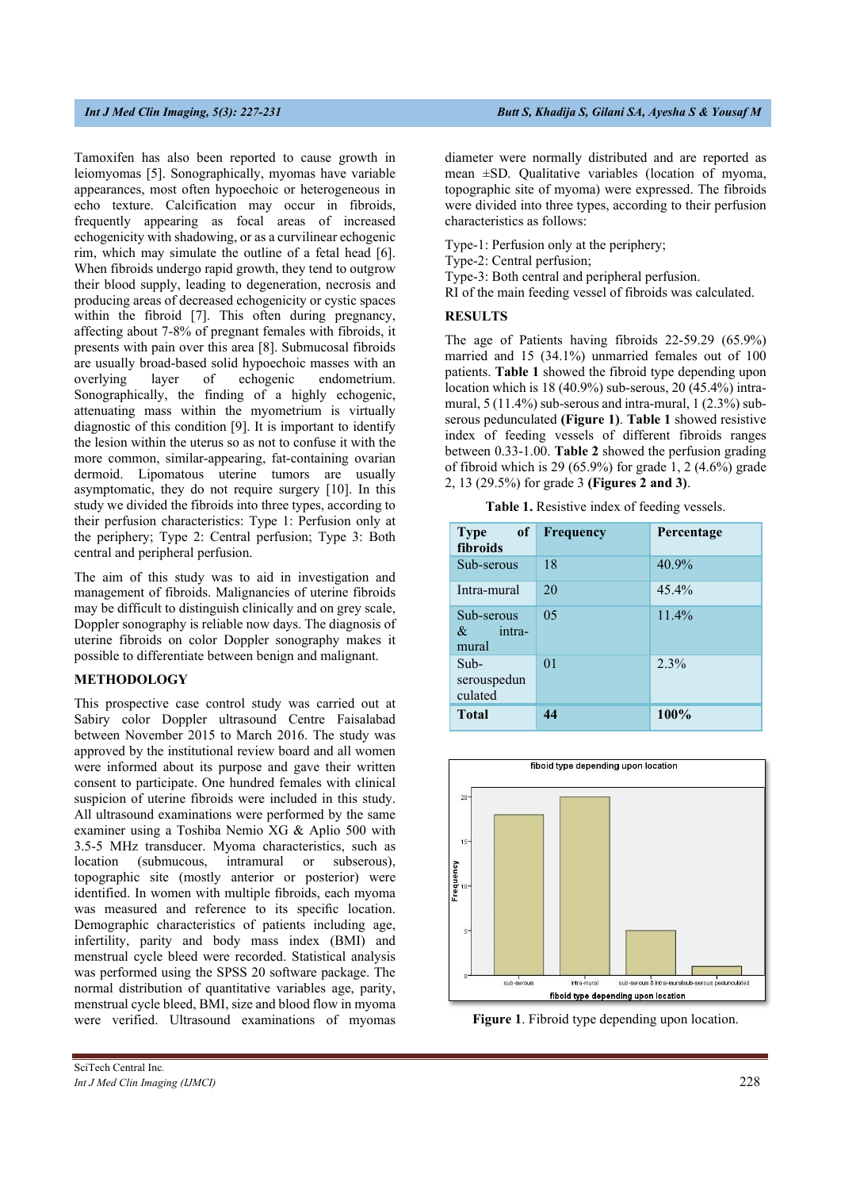Tamoxifen has also been reported to cause growth in leiomyomas [5]. Sonographically, myomas have variable appearances, most often hypoechoic or heterogeneous in echo texture. Calcification may occur in fibroids, frequently appearing as focal areas of increased echogenicity with shadowing, or as a curvilinear echogenic rim, which may simulate the outline of a fetal head [6]. When fibroids undergo rapid growth, they tend to outgrow their blood supply, leading to degeneration, necrosis and producing areas of decreased echogenicity or cystic spaces within the fibroid [7]. This often during pregnancy, affecting about 7-8% of pregnant females with fibroids, it presents with pain over this area [8]. Submucosal fibroids are usually broad-based solid hypoechoic masses with an overlying layer of echogenic endometrium. Sonographically, the finding of a highly echogenic, attenuating mass within the myometrium is virtually diagnostic of this condition [9]. It is important to identify the lesion within the uterus so as not to confuse it with the more common, similar-appearing, fat-containing ovarian dermoid. Lipomatous uterine tumors are usually asymptomatic, they do not require surgery [10]. In this study we divided the fibroids into three types, according to their perfusion characteristics: Type 1: Perfusion only at the periphery; Type 2: Central perfusion; Type 3: Both central and peripheral perfusion.

The aim of this study was to aid in investigation and management of fibroids. Malignancies of uterine fibroids may be difficult to distinguish clinically and on grey scale, Doppler sonography is reliable now days. The diagnosis of uterine fibroids on color Doppler sonography makes it possible to differentiate between benign and malignant.

## METHODOLOGY

This prospective case control study was carried out at Sabiry color Doppler ultrasound Centre Faisalabad between November 2015 to March 2016. The study was approved by the institutional review board and all women were informed about its purpose and gave their written consent to participate. One hundred females with clinical suspicion of uterine fibroids were included in this study. All ultrasound examinations were performed by the same examiner using a Toshiba Nemio XG & Aplio 500 with 3.5-5 MHz transducer. Myoma characteristics, such as location (submucous, intramural or subserous), topographic site (mostly anterior or posterior) were identified. In women with multiple fibroids, each myoma was measured and reference to its specific location. Demographic characteristics of patients including age, infertility, parity and body mass index (BMI) and menstrual cycle bleed were recorded. Statistical analysis was performed using the SPSS 20 software package. The normal distribution of quantitative variables age, parity, menstrual cycle bleed, BMI, size and blood flow in myoma were verified. Ultrasound examinations of myomas diameter were normally distributed and are reported as mean ±SD. Qualitative variables (location of myoma, topographic site of myoma) were expressed. The fibroids were divided into three types, according to their perfusion characteristics as follows:

Type-1: Perfusion only at the periphery;
Type-2: Central perfusion;
Type-3: Both central and peripheral perfusion.
RI of the main feeding vessel of fibroids was calculated.

## RESULTS

The age of Patients having fibroids 22-59.29 (65.9%) married and 15 (34.1%) unmarried females out of 100 patients. **Table 1** showed the fibroid type depending upon location which is 18 (40.9%) sub-serous, 20 (45.4%) intra-mural, 5 (11.4%) sub-serous and intra-mural, 1 (2.3%) sub-serous pedunculated **(Figure 1)**. **Table 1** showed resistive index of feeding vessels of different fibroids ranges between 0.33-1.00. **Table 2** showed the perfusion grading of fibroid which is 29 (65.9%) for grade 1, 2 (4.6%) grade 2, 13 (29.5%) for grade 3 **(Figures 2 and 3)**.

**Table 1.** Resistive index of feeding vessels.

| Type of fibroids | Frequency | Percentage |
|---|---|---|
| Sub-serous | 18 | 40.9% |
| Intra-mural | 20 | 45.4% |
| Sub-serous & intra-mural | 05 | 11.4% |
| Sub-serouspedunculated | 01 | 2.3% |
| **Total** | **44** | **100%** |

fiboid type depending upon location

Frequency

20
15
10
5
0

sub-serous
intra-mural
sub-serous & intra-mural
sub-serous pedunculated

fiboid type depending upon location

**Figure 1**. Fibroid type depending upon location.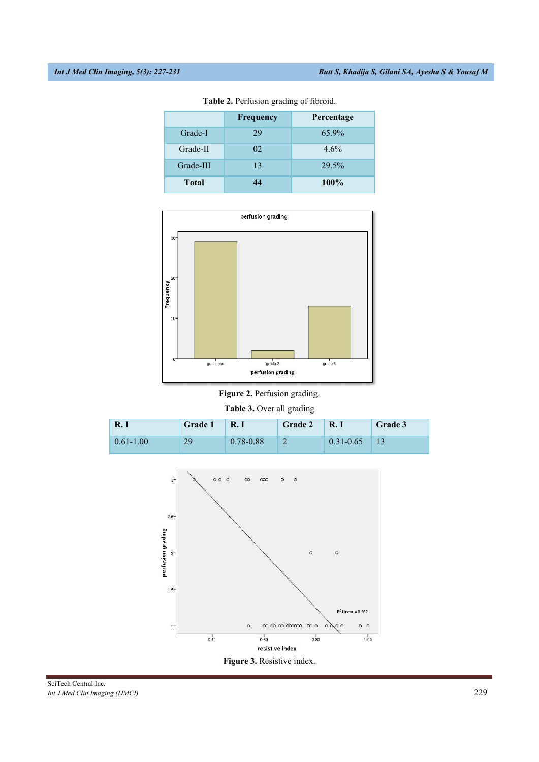**Table 2.** Perfusion grading of fibroid.

| | Frequency | Percentage |
|---|---|---|
| Grade-I | 29 | 65.9% |
| Grade-II | 02 | 4.6% |
| Grade-III | 13 | 29.5% |
| **Total** | **44** | **100%** |

perfusion grading

Frequency

30
20
10
0

grade one
grade 2
grade 3

perfusion grading

**Figure 2.** Perfusion grading.

**Table 3.** Over all grading

| R. I | Grade 1 | R. I | Grade 2 | R. I | Grade 3 |
|---|---|---|---|---|---|
| 0.61-1.00 | 29 | 0.78-0.88 | 2 | 0.31-0.65 | 13 |

perfusion grading

3
2.5
2
1.5
1

$R^2$ Linear = 0.362

0.40
0.60
0.80
1.00

resistive index

**Figure 3.** Resistive index.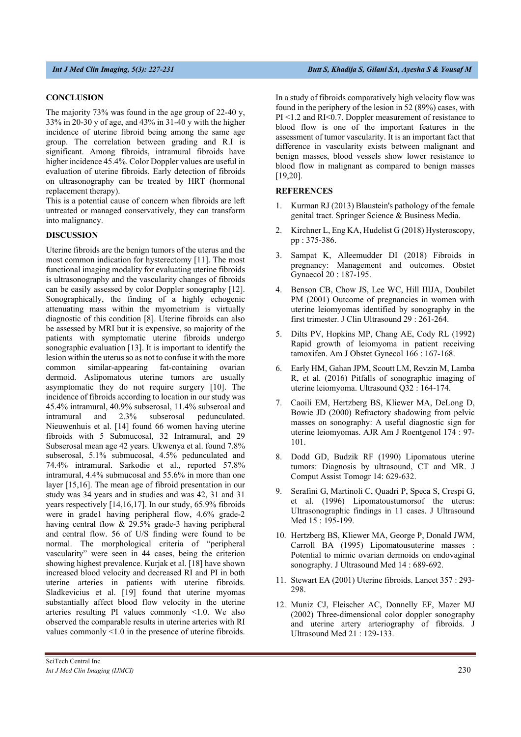## CONCLUSION

The majority 73% was found in the age group of 22-40 y, 33% in 20-30 y of age, and 43% in 31-40 y with the higher incidence of uterine fibroid being among the same age group. The correlation between grading and R.I is significant. Among fibroids, intramural fibroids have higher incidence 45.4%. Color Doppler values are useful in evaluation of uterine fibroids. Early detection of fibroids on ultrasonography can be treated by HRT (hormonal replacement therapy).

This is a potential cause of concern when fibroids are left untreated or managed conservatively, they can transform into malignancy.

## DISCUSSION

Uterine fibroids are the benign tumors of the uterus and the most common indication for hysterectomy [11]. The most functional imaging modality for evaluating uterine fibroids is ultrasonography and the vascularity changes of fibroids can be easily assessed by color Doppler sonography [12]. Sonographically, the finding of a highly echogenic attenuating mass within the myometrium is virtually diagnostic of this condition [8]. Uterine fibroids can also be assessed by MRI but it is expensive, so majority of the patients with symptomatic uterine fibroids undergo sonographic evaluation [13]. It is important to identify the lesion within the uterus so as not to confuse it with the more common similar-appearing fat-containing ovarian dermoid. Aslipomatous uterine tumors are usually asymptomatic they do not require surgery [10]. The incidence of fibroids according to location in our study was 45.4% intramural, 40.9% subserosal, 11.4% subseroal and intramural and 2.3% subserosal pedunculated. Nieuwenhuis et al. [14] found 66 women having uterine fibroids with 5 Submucosal, 32 Intramural, and 29 Subserosal mean age 42 years. Ukwenya et al. found 7.8% subserosal, 5.1% submucosal, 4.5% pedunculated and 74.4% intramural. Sarkodie et al., reported 57.8% intramural, 4.4% submucosal and 55.6% in more than one layer [15,16]. The mean age of fibroid presentation in our study was 34 years and in studies and was 42, 31 and 31 years respectively [14,16,17]. In our study, 65.9% fibroids were in grade1 having peripheral flow, 4.6% grade-2 having central flow & 29.5% grade-3 having peripheral and central flow. 56 of U/S finding were found to be normal. The morphological criteria of "peripheral vascularity" were seen in 44 cases, being the criterion showing highest prevalence. Kurjak et al. [18] have shown increased blood velocity and decreased RI and PI in both uterine arteries in patients with uterine fibroids. Sladkevicius et al. [19] found that uterine myomas substantially affect blood flow velocity in the uterine arteries resulting PI values commonly <1.0. We also observed the comparable results in uterine arteries with RI values commonly <1.0 in the presence of uterine fibroids.

In a study of fibroids comparatively high velocity flow was found in the periphery of the lesion in 52 (89%) cases, with PI <1.2 and RI<0.7. Doppler measurement of resistance to blood flow is one of the important features in the assessment of tumor vascularity. It is an important fact that difference in vascularity exists between malignant and benign masses, blood vessels show lower resistance to blood flow in malignant as compared to benign masses [19,20].

## REFERENCES

1. Kurman RJ (2013) Blaustein's pathology of the female genital tract. Springer Science & Business Media.
2. Kirchner L, Eng KA, Hudelist G (2018) Hysteroscopy, pp : 375-386.
3. Sampat K, Alleemudder DI (2018) Fibroids in pregnancy: Management and outcomes. Obstet Gynaecol 20 : 187-195.
4. Benson CB, Chow JS, Lee WC, Hill IIIJA, Doubilet PM (2001) Outcome of pregnancies in women with uterine leiomyomas identified by sonography in the first trimester. J Clin Ultrasound 29 : 261-264.
5. Dilts PV, Hopkins MP, Chang AE, Cody RL (1992) Rapid growth of leiomyoma in patient receiving tamoxifen. Am J Obstet Gynecol 166 : 167-168.
6. Early HM, Gahan JPM, Scoutt LM, Revzin M, Lamba R, et al. (2016) Pitfalls of sonographic imaging of uterine leiomyoma. Ultrasound Q32 : 164-174.
7. Caoili EM, Hertzberg BS, Kliewer MA, DeLong D, Bowie JD (2000) Refractory shadowing from pelvic masses on sonography: A useful diagnostic sign for uterine leiomyomas. AJR Am J Roentgenol 174 : 97-101.
8. Dodd GD, Budzik RF (1990) Lipomatous uterine tumors: Diagnosis by ultrasound, CT and MR. J Comput Assist Tomogr 14: 629-632.
9. Serafini G, Martinoli C, Quadri P, Speca S, Crespi G, et al. (1996) Lipomatoustumorsof the uterus: Ultrasonographic findings in 11 cases. J Ultrasound Med 15 : 195-199.
10. Hertzberg BS, Kliewer MA, George P, Donald JWM, Carroll BA (1995) Lipomatousuterine masses : Potential to mimic ovarian dermoids on endovaginal sonography. J Ultrasound Med 14 : 689-692.
11. Stewart EA (2001) Uterine fibroids. Lancet 357 : 293-298.
12. Muniz CJ, Fleischer AC, Donnelly EF, Mazer MJ (2002) Three-dimensional color doppler sonography and uterine artery arteriography of fibroids. J Ultrasound Med 21 : 129-133.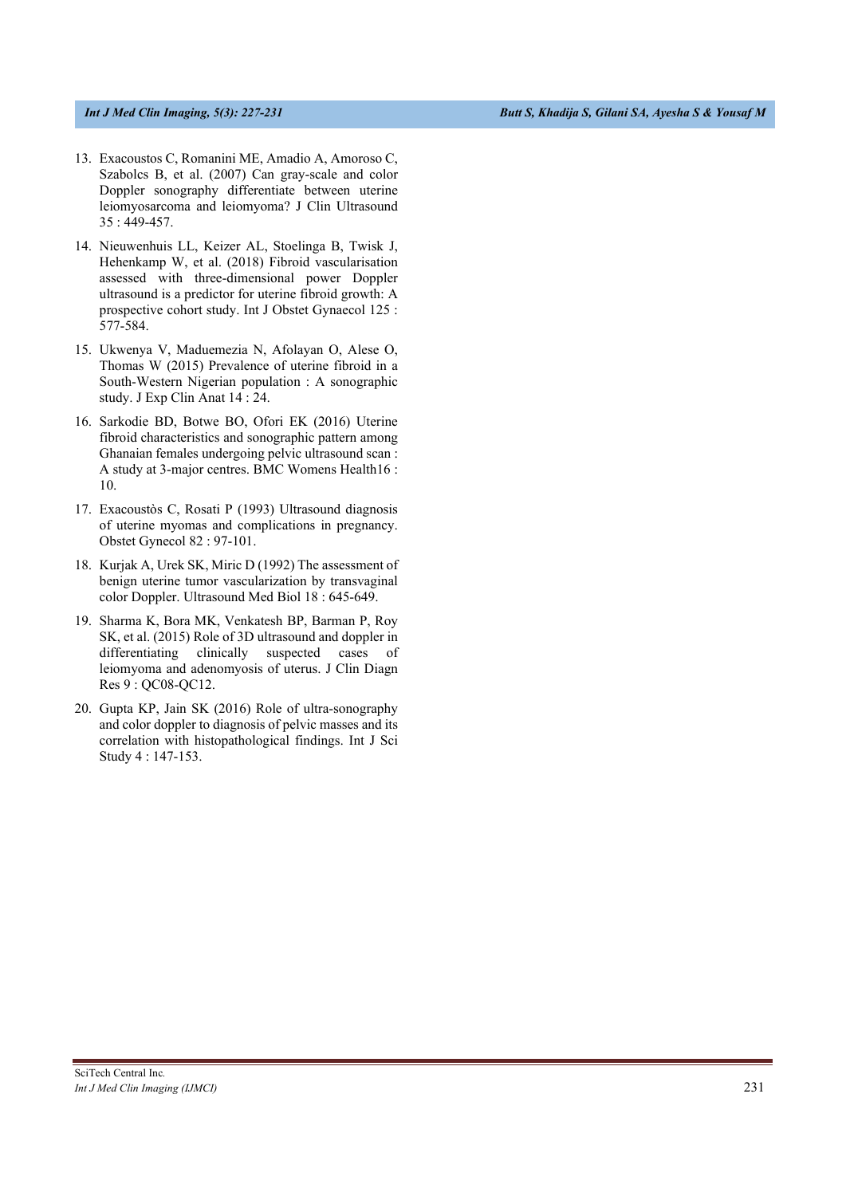13. Exacoustos C, Romanini ME, Amadio A, Amoroso C, Szabolcs B, et al. (2007) Can gray-scale and color Doppler sonography differentiate between uterine leiomyosarcoma and leiomyoma? J Clin Ultrasound 35 : 449-457.

14. Nieuwenhuis LL, Keizer AL, Stoelinga B, Twisk J, Hehenkamp W, et al. (2018) Fibroid vascularisation assessed with three-dimensional power Doppler ultrasound is a predictor for uterine fibroid growth: A prospective cohort study. Int J Obstet Gynaecol 125 : 577-584.

15. Ukwenya V, Maduemezia N, Afolayan O, Alese O, Thomas W (2015) Prevalence of uterine fibroid in a South-Western Nigerian population : A sonographic study. J Exp Clin Anat 14 : 24.

16. Sarkodie BD, Botwe BO, Ofori EK (2016) Uterine fibroid characteristics and sonographic pattern among Ghanaian females undergoing pelvic ultrasound scan : A study at 3-major centres. BMC Womens Health16 : 10.

17. Exacoustòs C, Rosati P (1993) Ultrasound diagnosis of uterine myomas and complications in pregnancy. Obstet Gynecol 82 : 97-101.

18. Kurjak A, Urek SK, Miric D (1992) The assessment of benign uterine tumor vascularization by transvaginal color Doppler. Ultrasound Med Biol 18 : 645-649.

19. Sharma K, Bora MK, Venkatesh BP, Barman P, Roy SK, et al. (2015) Role of 3D ultrasound and doppler in differentiating clinically suspected cases of leiomyoma and adenomyosis of uterus. J Clin Diagn Res 9 : QC08-QC12.

20. Gupta KP, Jain SK (2016) Role of ultra-sonography and color doppler to diagnosis of pelvic masses and its correlation with histopathological findings. Int J Sci Study 4 : 147-153.